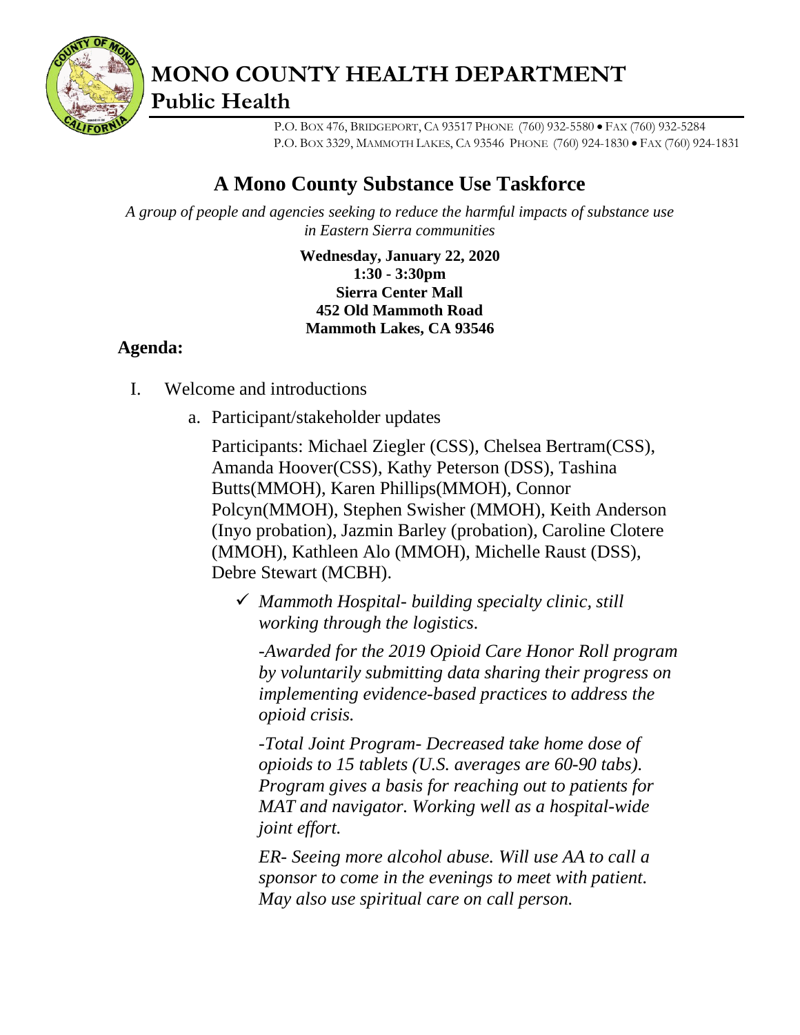# MONO COUNTY HEALTH DEPARTMENT
## Public Health

P.O. BOX 476, BRIDGEPORT, CA 93517 PHONE (760) 932-5580 • FAX (760) 932-5284
P.O. BOX 3329, MAMMOTH LAKES, CA 93546 PHONE (760) 924-1830 • FAX (760) 924-1831

# A Mono County Substance Use Taskforce

*A group of people and agencies seeking to reduce the harmful impacts of substance use in Eastern Sierra communities*

**Wednesday, January 22, 2020**
**1:30 - 3:30pm**
**Sierra Center Mall**
**452 Old Mammoth Road**
**Mammoth Lakes, CA 93546**

## Agenda:

I. Welcome and introductions

a. Participant/stakeholder updates

Participants: Michael Ziegler (CSS), Chelsea Bertram(CSS), Amanda Hoover(CSS), Kathy Peterson (DSS), Tashina Butts(MMOH), Karen Phillips(MMOH), Connor Polcyn(MMOH), Stephen Swisher (MMOH), Keith Anderson (Inyo probation), Jazmin Barley (probation), Caroline Clotere (MMOH), Kathleen Alo (MMOH), Michelle Raust (DSS), Debre Stewart (MCBH).

- ✓ *Mammoth Hospital- building specialty clinic, still working through the logistics.*

  *-Awarded for the 2019 Opioid Care Honor Roll program by voluntarily submitting data sharing their progress on implementing evidence-based practices to address the opioid crisis.*

  *-Total Joint Program- Decreased take home dose of opioids to 15 tablets (U.S. averages are 60-90 tabs). Program gives a basis for reaching out to patients for MAT and navigator. Working well as a hospital-wide joint effort.*

  *ER- Seeing more alcohol abuse. Will use AA to call a sponsor to come in the evenings to meet with patient. May also use spiritual care on call person.*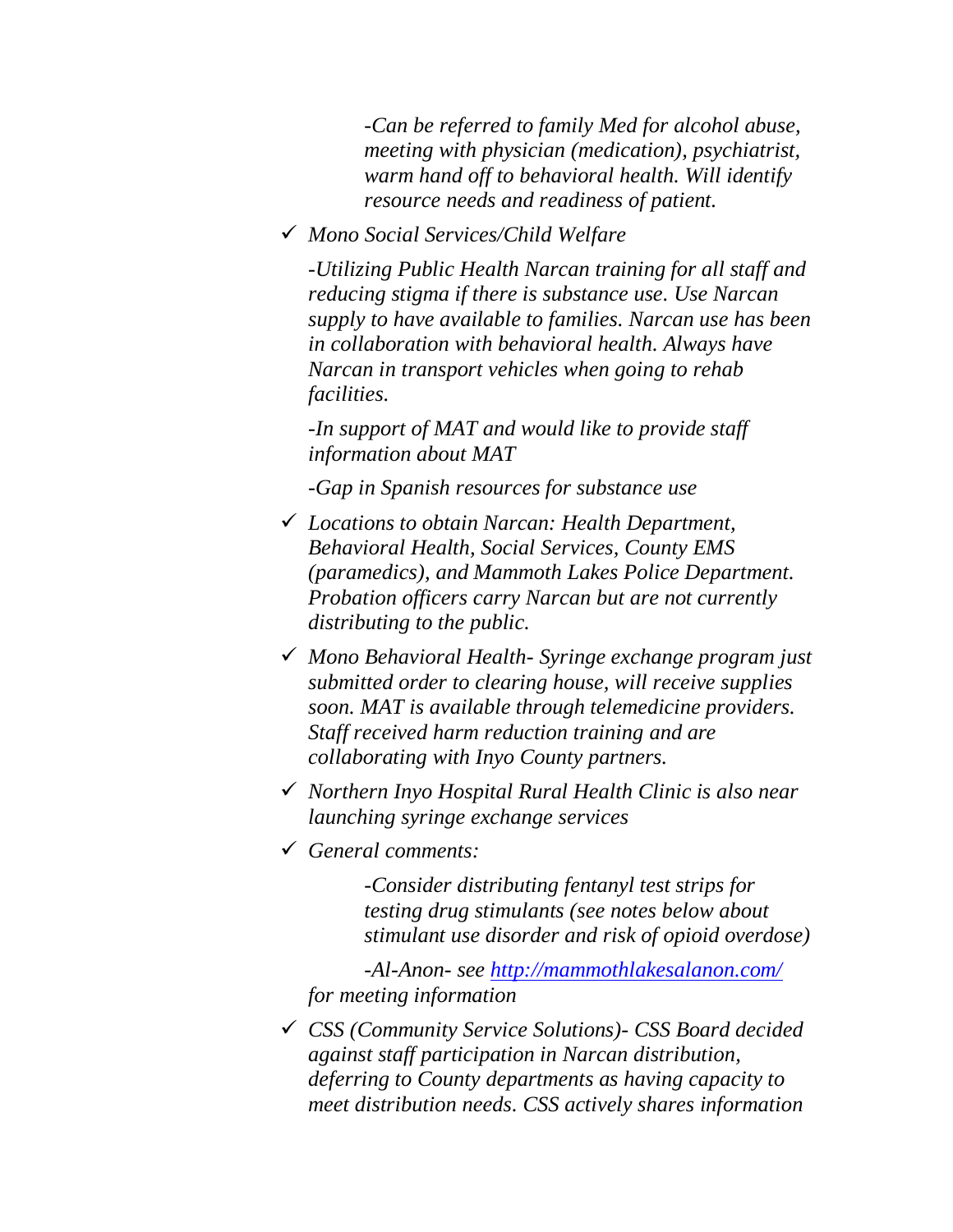*-Can be referred to family Med for alcohol abuse, meeting with physician (medication), psychiatrist, warm hand off to behavioral health. Will identify resource needs and readiness of patient.*

- ✓ *Mono Social Services/Child Welfare*

  *-Utilizing Public Health Narcan training for all staff and reducing stigma if there is substance use. Use Narcan supply to have available to families. Narcan use has been in collaboration with behavioral health. Always have Narcan in transport vehicles when going to rehab facilities.*

  *-In support of MAT and would like to provide staff information about MAT*

  *-Gap in Spanish resources for substance use*

- ✓ *Locations to obtain Narcan: Health Department, Behavioral Health, Social Services, County EMS (paramedics), and Mammoth Lakes Police Department. Probation officers carry Narcan but are not currently distributing to the public.*

- ✓ *Mono Behavioral Health- Syringe exchange program just submitted order to clearing house, will receive supplies soon. MAT is available through telemedicine providers. Staff received harm reduction training and are collaborating with Inyo County partners.*

- ✓ *Northern Inyo Hospital Rural Health Clinic is also near launching syringe exchange services*

- ✓ *General comments:*

  *-Consider distributing fentanyl test strips for testing drug stimulants (see notes below about stimulant use disorder and risk of opioid overdose)*

  *-Al-Anon- see [http://mammothlakesalanon.com/](http://mammothlakesalanon.com/) for meeting information*

- ✓ *CSS (Community Service Solutions)- CSS Board decided against staff participation in Narcan distribution, deferring to County departments as having capacity to meet distribution needs. CSS actively shares information*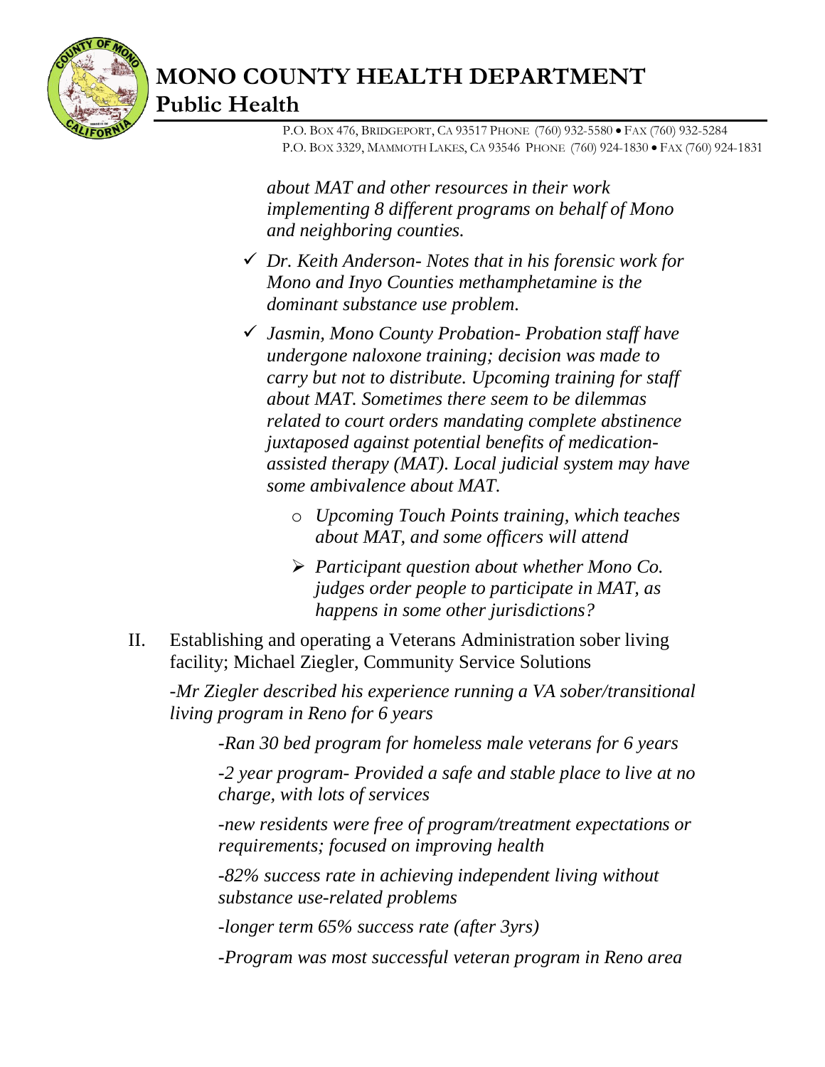*about MAT and other resources in their work implementing 8 different programs on behalf of Mono and neighboring counties.*

- ✓ *Dr. Keith Anderson- Notes that in his forensic work for Mono and Inyo Counties methamphetamine is the dominant substance use problem.*
- ✓ *Jasmin, Mono County Probation- Probation staff have undergone naloxone training; decision was made to carry but not to distribute. Upcoming training for staff about MAT. Sometimes there seem to be dilemmas related to court orders mandating complete abstinence juxtaposed against potential benefits of medication-assisted therapy (MAT). Local judicial system may have some ambivalence about MAT.*
    - *Upcoming Touch Points training, which teaches about MAT, and some officers will attend*
    - ➢ *Participant question about whether Mono Co. judges order people to participate in MAT, as happens in some other jurisdictions?*

II. Establishing and operating a Veterans Administration sober living facility; Michael Ziegler, Community Service Solutions

*-Mr Ziegler described his experience running a VA sober/transitional living program in Reno for 6 years*

> *-Ran 30 bed program for homeless male veterans for 6 years*
>
> *-2 year program- Provided a safe and stable place to live at no charge, with lots of services*
>
> *-new residents were free of program/treatment expectations or requirements; focused on improving health*
>
> *-82% success rate in achieving independent living without substance use-related problems*
>
> *-longer term 65% success rate (after 3yrs)*
>
> *-Program was most successful veteran program in Reno area*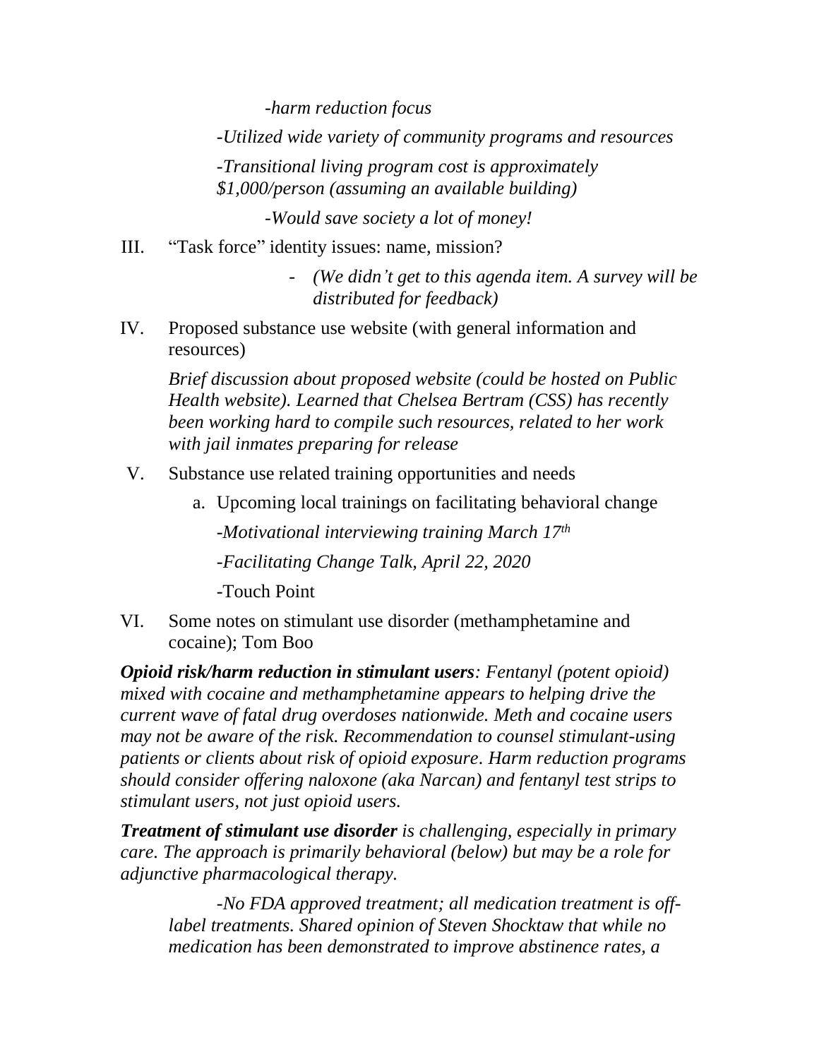*-harm reduction focus*

*-Utilized wide variety of community programs and resources*

*-Transitional living program cost is approximately $1,000/person (assuming an available building)*

*-Would save society a lot of money!*

III. "Task force" identity issues: name, mission?

- *(We didn't get to this agenda item. A survey will be distributed for feedback)*

IV. Proposed substance use website (with general information and resources)

*Brief discussion about proposed website (could be hosted on Public Health website). Learned that Chelsea Bertram (CSS) has recently been working hard to compile such resources, related to her work with jail inmates preparing for release*

V. Substance use related training opportunities and needs

a. Upcoming local trainings on facilitating behavioral change

*-Motivational interviewing training March 17th*

*-Facilitating Change Talk, April 22, 2020*

-Touch Point

VI. Some notes on stimulant use disorder (methamphetamine and cocaine); Tom Boo

***Opioid risk/harm reduction in stimulant users**: Fentanyl (potent opioid) mixed with cocaine and methamphetamine appears to helping drive the current wave of fatal drug overdoses nationwide. Meth and cocaine users may not be aware of the risk. Recommendation to counsel stimulant-using patients or clients about risk of opioid exposure. Harm reduction programs should consider offering naloxone (aka Narcan) and fentanyl test strips to stimulant users, not just opioid users.*

***Treatment of stimulant use disorder** is challenging, especially in primary care. The approach is primarily behavioral (below) but may be a role for adjunctive pharmacological therapy.*

*-No FDA approved treatment; all medication treatment is off-label treatments. Shared opinion of Steven Shocktaw that while no medication has been demonstrated to improve abstinence rates, a*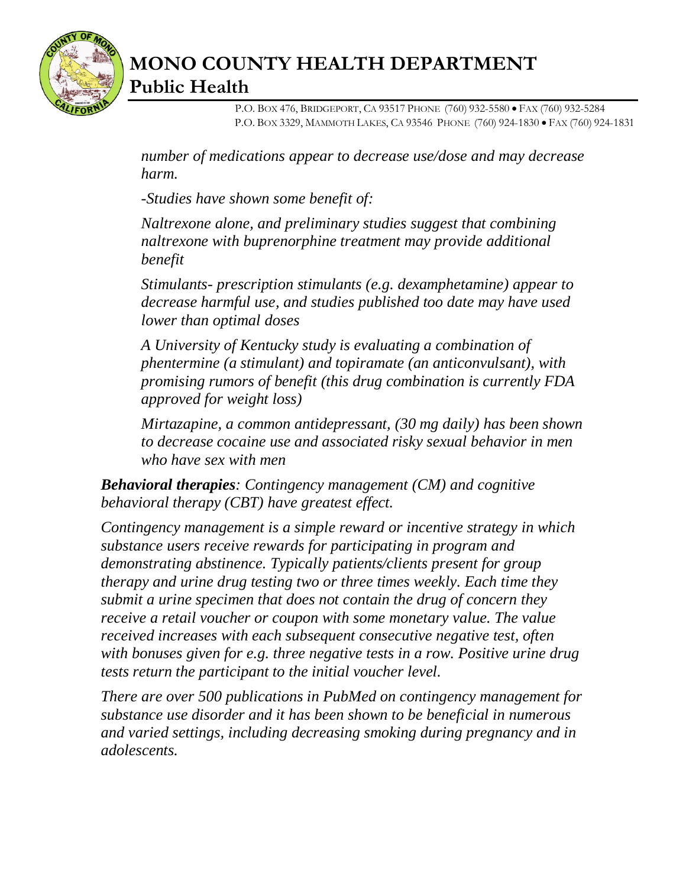*number of medications appear to decrease use/dose and may decrease harm.*

*-Studies have shown some benefit of:*

*Naltrexone alone, and preliminary studies suggest that combining naltrexone with buprenorphine treatment may provide additional benefit*

*Stimulants- prescription stimulants (e.g. dexamphetamine) appear to decrease harmful use, and studies published too date may have used lower than optimal doses*

*A University of Kentucky study is evaluating a combination of phentermine (a stimulant) and topiramate (an anticonvulsant), with promising rumors of benefit (this drug combination is currently FDA approved for weight loss)*

*Mirtazapine, a common antidepressant, (30 mg daily) has been shown to decrease cocaine use and associated risky sexual behavior in men who have sex with men*

***Behavioral therapies**: Contingency management (CM) and cognitive behavioral therapy (CBT) have greatest effect.*

*Contingency management is a simple reward or incentive strategy in which substance users receive rewards for participating in program and demonstrating abstinence. Typically patients/clients present for group therapy and urine drug testing two or three times weekly. Each time they submit a urine specimen that does not contain the drug of concern they receive a retail voucher or coupon with some monetary value. The value received increases with each subsequent consecutive negative test, often with bonuses given for e.g. three negative tests in a row. Positive urine drug tests return the participant to the initial voucher level.*

*There are over 500 publications in PubMed on contingency management for substance use disorder and it has been shown to be beneficial in numerous and varied settings, including decreasing smoking during pregnancy and in adolescents.*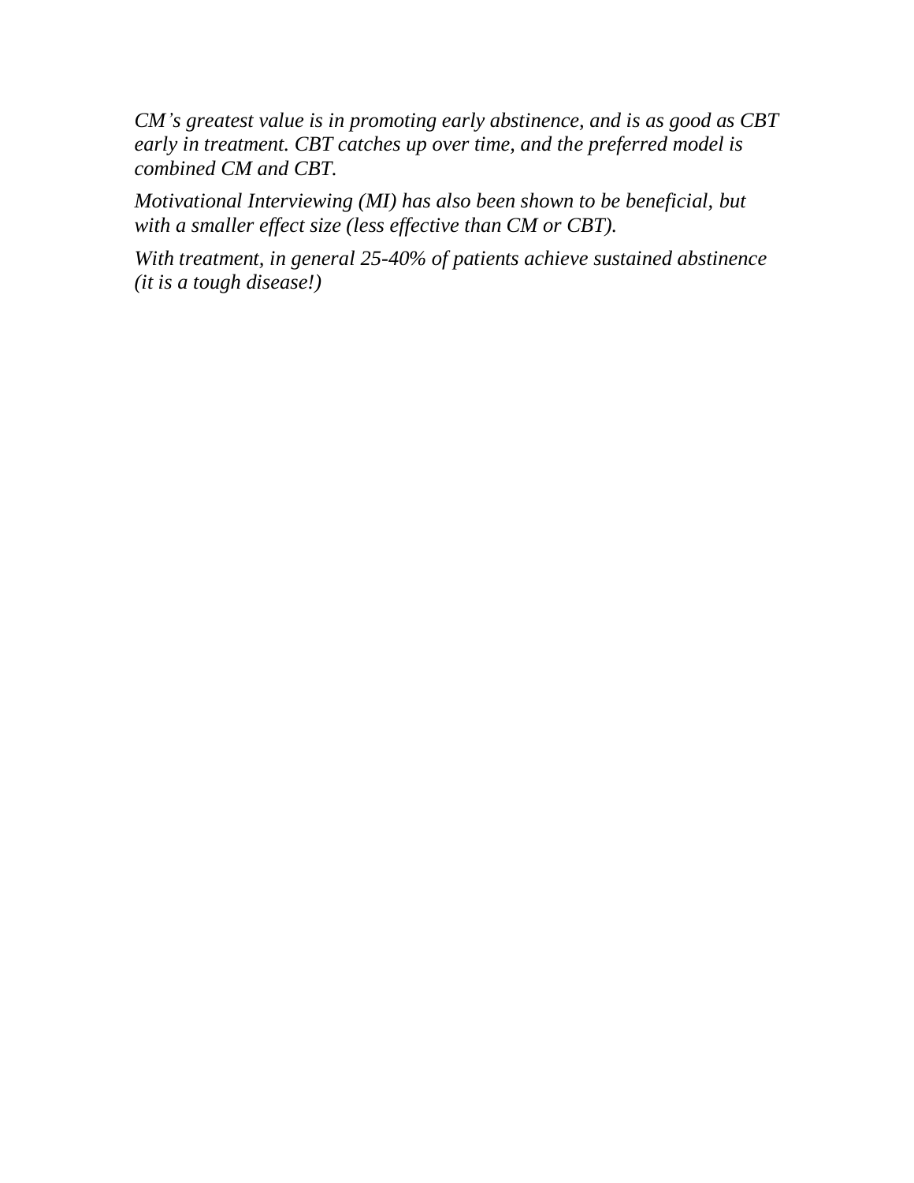*CM's greatest value is in promoting early abstinence, and is as good as CBT early in treatment. CBT catches up over time, and the preferred model is combined CM and CBT.*

*Motivational Interviewing (MI) has also been shown to be beneficial, but with a smaller effect size (less effective than CM or CBT).*

*With treatment, in general 25-40% of patients achieve sustained abstinence (it is a tough disease!)*